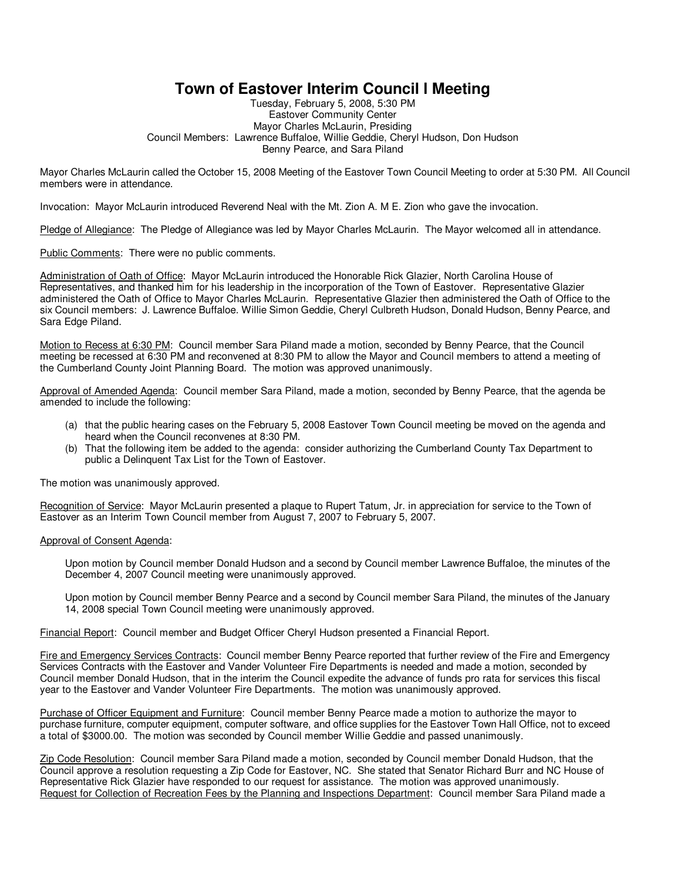# Town of Eastover Interim Council l Meeting

Tuesday, February 5, 2008, 5:30 PM
Eastover Community Center
Mayor Charles McLaurin, Presiding
Council Members: Lawrence Buffaloe, Willie Geddie, Cheryl Hudson, Don Hudson
Benny Pearce, and Sara Piland

Mayor Charles McLaurin called the October 15, 2008 Meeting of the Eastover Town Council Meeting to order at 5:30 PM. All Council members were in attendance.

Invocation: Mayor McLaurin introduced Reverend Neal with the Mt. Zion A. M E. Zion who gave the invocation.

Pledge of Allegiance: The Pledge of Allegiance was led by Mayor Charles McLaurin. The Mayor welcomed all in attendance.

Public Comments: There were no public comments.

Administration of Oath of Office: Mayor McLaurin introduced the Honorable Rick Glazier, North Carolina House of Representatives, and thanked him for his leadership in the incorporation of the Town of Eastover. Representative Glazier administered the Oath of Office to Mayor Charles McLaurin. Representative Glazier then administered the Oath of Office to the six Council members: J. Lawrence Buffaloe. Willie Simon Geddie, Cheryl Culbreth Hudson, Donald Hudson, Benny Pearce, and Sara Edge Piland.

Motion to Recess at 6:30 PM: Council member Sara Piland made a motion, seconded by Benny Pearce, that the Council meeting be recessed at 6:30 PM and reconvened at 8:30 PM to allow the Mayor and Council members to attend a meeting of the Cumberland County Joint Planning Board. The motion was approved unanimously.

Approval of Amended Agenda: Council member Sara Piland, made a motion, seconded by Benny Pearce, that the agenda be amended to include the following:

(a) that the public hearing cases on the February 5, 2008 Eastover Town Council meeting be moved on the agenda and heard when the Council reconvenes at 8:30 PM.
(b) That the following item be added to the agenda: consider authorizing the Cumberland County Tax Department to public a Delinquent Tax List for the Town of Eastover.

The motion was unanimously approved.

Recognition of Service: Mayor McLaurin presented a plaque to Rupert Tatum, Jr. in appreciation for service to the Town of Eastover as an Interim Town Council member from August 7, 2007 to February 5, 2007.

Approval of Consent Agenda:

Upon motion by Council member Donald Hudson and a second by Council member Lawrence Buffaloe, the minutes of the December 4, 2007 Council meeting were unanimously approved.

Upon motion by Council member Benny Pearce and a second by Council member Sara Piland, the minutes of the January 14, 2008 special Town Council meeting were unanimously approved.

Financial Report: Council member and Budget Officer Cheryl Hudson presented a Financial Report.

Fire and Emergency Services Contracts: Council member Benny Pearce reported that further review of the Fire and Emergency Services Contracts with the Eastover and Vander Volunteer Fire Departments is needed and made a motion, seconded by Council member Donald Hudson, that in the interim the Council expedite the advance of funds pro rata for services this fiscal year to the Eastover and Vander Volunteer Fire Departments. The motion was unanimously approved.

Purchase of Officer Equipment and Furniture: Council member Benny Pearce made a motion to authorize the mayor to purchase furniture, computer equipment, computer software, and office supplies for the Eastover Town Hall Office, not to exceed a total of $3000.00. The motion was seconded by Council member Willie Geddie and passed unanimously.

Zip Code Resolution: Council member Sara Piland made a motion, seconded by Council member Donald Hudson, that the Council approve a resolution requesting a Zip Code for Eastover, NC. She stated that Senator Richard Burr and NC House of Representative Rick Glazier have responded to our request for assistance. The motion was approved unanimously.

Request for Collection of Recreation Fees by the Planning and Inspections Department: Council member Sara Piland made a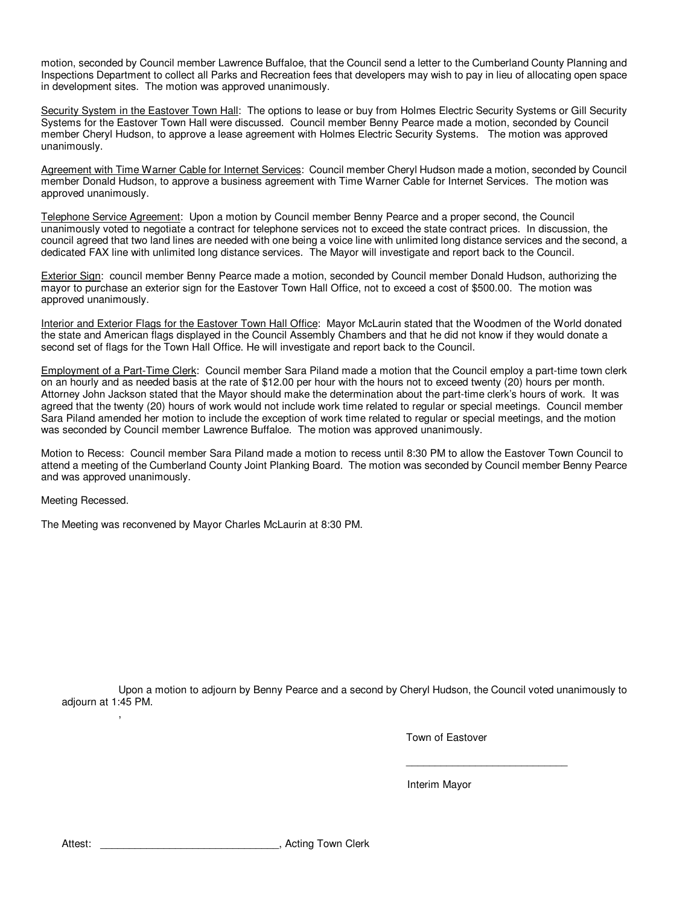motion, seconded by Council member Lawrence Buffaloe, that the Council send a letter to the Cumberland County Planning and Inspections Department to collect all Parks and Recreation fees that developers may wish to pay in lieu of allocating open space in development sites. The motion was approved unanimously.

Security System in the Eastover Town Hall: The options to lease or buy from Holmes Electric Security Systems or Gill Security Systems for the Eastover Town Hall were discussed. Council member Benny Pearce made a motion, seconded by Council member Cheryl Hudson, to approve a lease agreement with Holmes Electric Security Systems. The motion was approved unanimously.

Agreement with Time Warner Cable for Internet Services: Council member Cheryl Hudson made a motion, seconded by Council member Donald Hudson, to approve a business agreement with Time Warner Cable for Internet Services. The motion was approved unanimously.

Telephone Service Agreement: Upon a motion by Council member Benny Pearce and a proper second, the Council unanimously voted to negotiate a contract for telephone services not to exceed the state contract prices. In discussion, the council agreed that two land lines are needed with one being a voice line with unlimited long distance services and the second, a dedicated FAX line with unlimited long distance services. The Mayor will investigate and report back to the Council.

Exterior Sign: council member Benny Pearce made a motion, seconded by Council member Donald Hudson, authorizing the mayor to purchase an exterior sign for the Eastover Town Hall Office, not to exceed a cost of $500.00. The motion was approved unanimously.

Interior and Exterior Flags for the Eastover Town Hall Office: Mayor McLaurin stated that the Woodmen of the World donated the state and American flags displayed in the Council Assembly Chambers and that he did not know if they would donate a second set of flags for the Town Hall Office. He will investigate and report back to the Council.

Employment of a Part-Time Clerk: Council member Sara Piland made a motion that the Council employ a part-time town clerk on an hourly and as needed basis at the rate of $12.00 per hour with the hours not to exceed twenty (20) hours per month. Attorney John Jackson stated that the Mayor should make the determination about the part-time clerk's hours of work. It was agreed that the twenty (20) hours of work would not include work time related to regular or special meetings. Council member Sara Piland amended her motion to include the exception of work time related to regular or special meetings, and the motion was seconded by Council member Lawrence Buffaloe. The motion was approved unanimously.

Motion to Recess: Council member Sara Piland made a motion to recess until 8:30 PM to allow the Eastover Town Council to attend a meeting of the Cumberland County Joint Planking Board. The motion was seconded by Council member Benny Pearce and was approved unanimously.

Meeting Recessed.

The Meeting was reconvened by Mayor Charles McLaurin at 8:30 PM.

Upon a motion to adjourn by Benny Pearce and a second by Cheryl Hudson, the Council voted unanimously to adjourn at 1:45 PM.

,

Town of Eastover

\_\_\_\_\_\_\_\_\_\_\_\_\_\_\_\_\_\_\_\_\_\_\_\_\_\_\_\_

Interim Mayor

Attest: \_\_\_\_\_\_\_\_\_\_\_\_\_\_\_\_\_\_\_\_\_\_\_\_\_\_\_\_\_\_\_, Acting Town Clerk